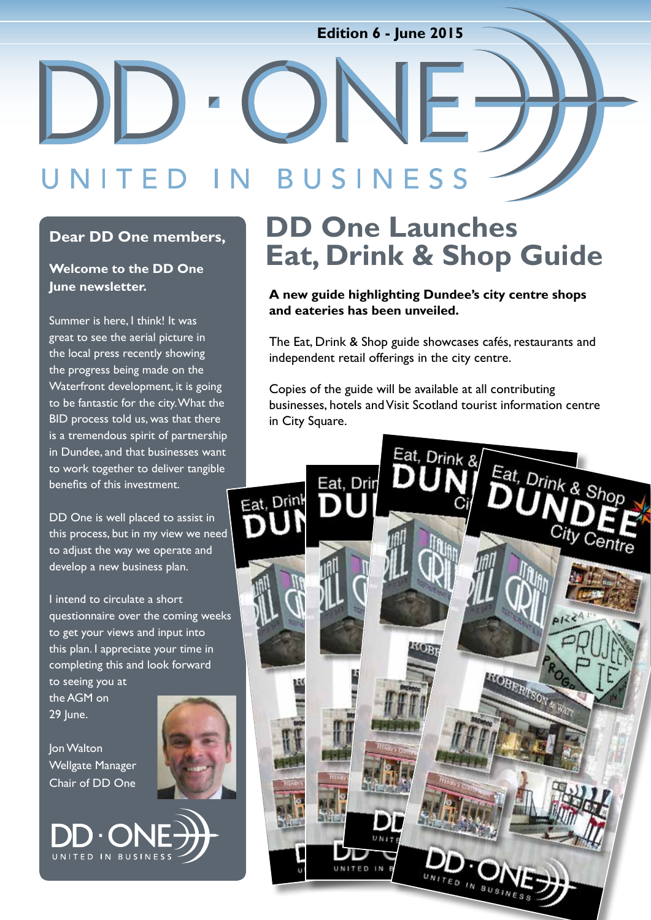Edition 6 - June 2015

# DD · ONE

UNITED IN BUSINESS

**Dear DD One members,**

**Welcome to the DD One June newsletter.**

Summer is here, I think! It was great to see the aerial picture in the local press recently showing the progress being made on the Waterfront development, it is going to be fantastic for the city. What the BID process told us, was that there is a tremendous spirit of partnership in Dundee, and that businesses want to work together to deliver tangible benefits of this investment.

DD One is well placed to assist in this process, but in my view we need to adjust the way we operate and develop a new business plan.

I intend to circulate a short questionnaire over the coming weeks to get your views and input into this plan. I appreciate your time in completing this and look forward to seeing you at the AGM on 29 June.

Jon Walton
Wellgate Manager
Chair of DD One

DD · ONE
UNITED IN BUSINESS

## DD One Launches Eat, Drink & Shop Guide

**A new guide highlighting Dundee's city centre shops and eateries has been unveiled.**

The Eat, Drink & Shop guide showcases cafés, restaurants and independent retail offerings in the city centre.

Copies of the guide will be available at all contributing businesses, hotels and Visit Scotland tourist information centre in City Square.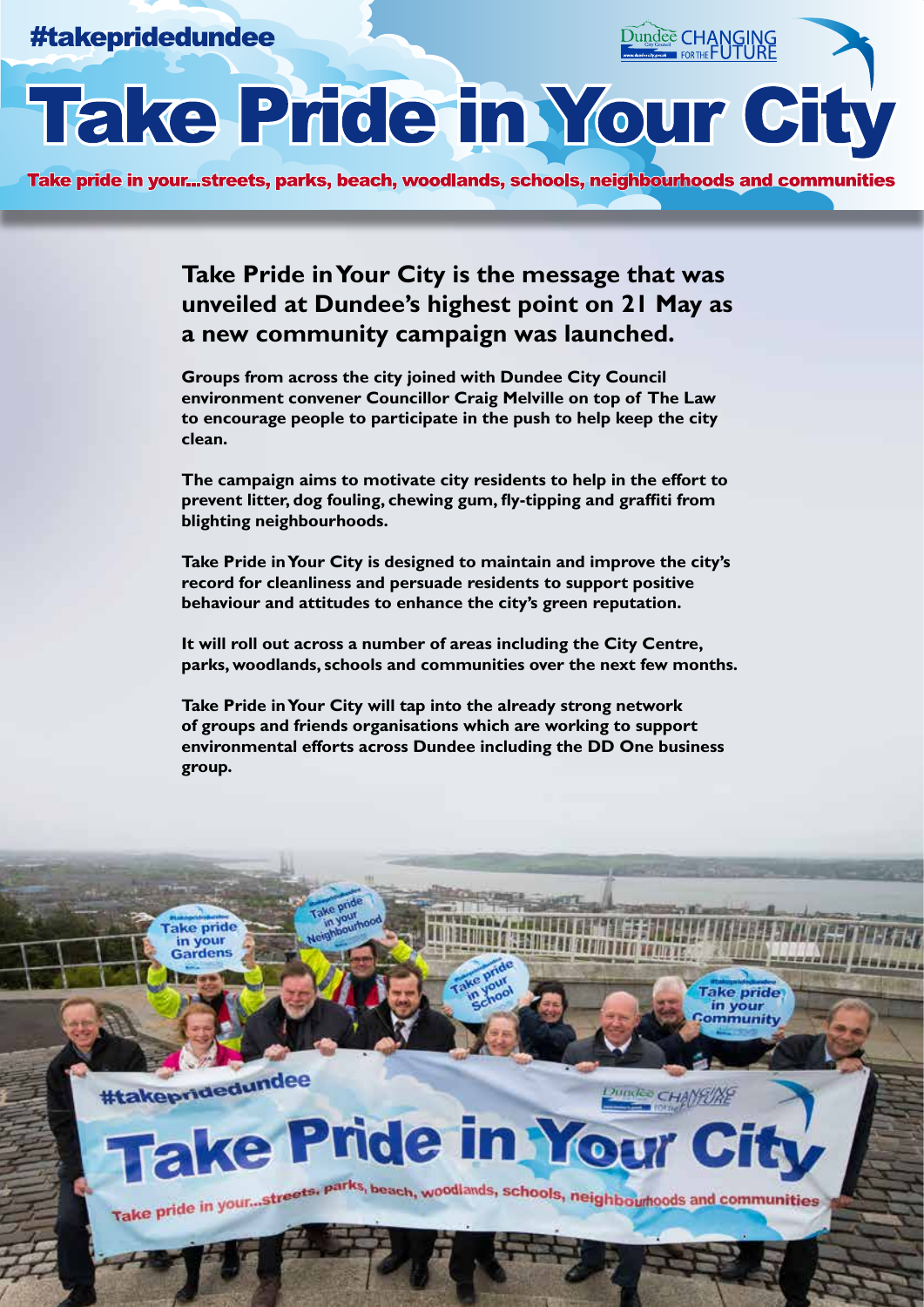#takepridedundee

# Take Pride in Your City

Take pride in your...streets, parks, beach, woodlands, schools, neighbourhoods and communities

**Take Pride in Your City is the message that was unveiled at Dundee's highest point on 21 May as a new community campaign was launched.**

**Groups from across the city joined with Dundee City Council environment convener Councillor Craig Melville on top of The Law to encourage people to participate in the push to help keep the city clean.**

**The campaign aims to motivate city residents to help in the effort to prevent litter, dog fouling, chewing gum, fly-tipping and graffiti from blighting neighbourhoods.**

**Take Pride in Your City is designed to maintain and improve the city's record for cleanliness and persuade residents to support positive behaviour and attitudes to enhance the city's green reputation.**

**It will roll out across a number of areas including the City Centre, parks, woodlands, schools and communities over the next few months.**

**Take Pride in Your City will tap into the already strong network of groups and friends organisations which are working to support environmental efforts across Dundee including the DD One business group.**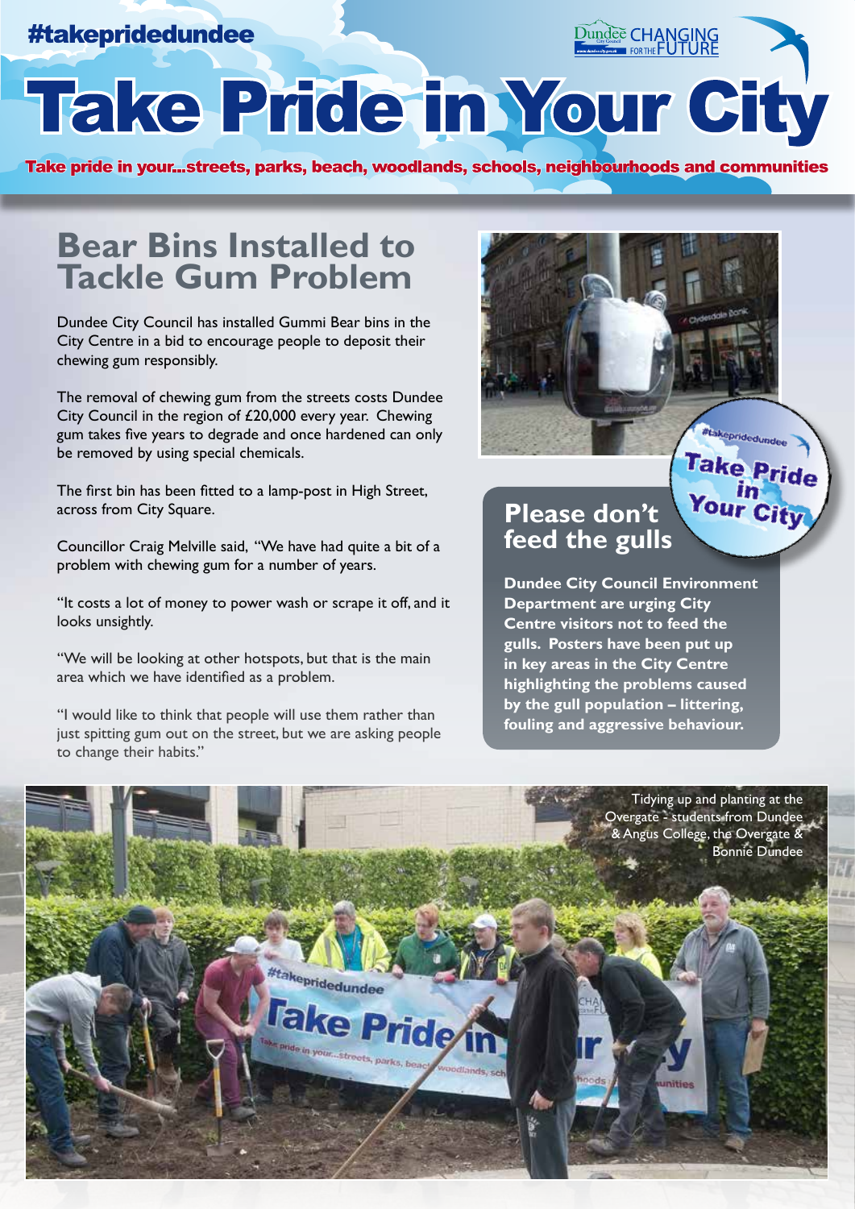#takepridedundee

# Take Pride in Your City

Take pride in your...streets, parks, beach, woodlands, schools, neighbourhoods and communities

## Bear Bins Installed to Tackle Gum Problem

Dundee City Council has installed Gummi Bear bins in the City Centre in a bid to encourage people to deposit their chewing gum responsibly.

The removal of chewing gum from the streets costs Dundee City Council in the region of £20,000 every year. Chewing gum takes five years to degrade and once hardened can only be removed by using special chemicals.

The first bin has been fitted to a lamp-post in High Street, across from City Square.

Councillor Craig Melville said, "We have had quite a bit of a problem with chewing gum for a number of years.

"It costs a lot of money to power wash or scrape it off, and it looks unsightly.

"We will be looking at other hotspots, but that is the main area which we have identified as a problem.

"I would like to think that people will use them rather than just spitting gum out on the street, but we are asking people to change their habits."

## Please don't feed the gulls

**Dundee City Council Environment Department are urging City Centre visitors not to feed the gulls. Posters have been put up in key areas in the City Centre highlighting the problems caused by the gull population – littering, fouling and aggressive behaviour.**

Tidying up and planting at the Overgate - students from Dundee & Angus College, the Overgate & Bonnie Dundee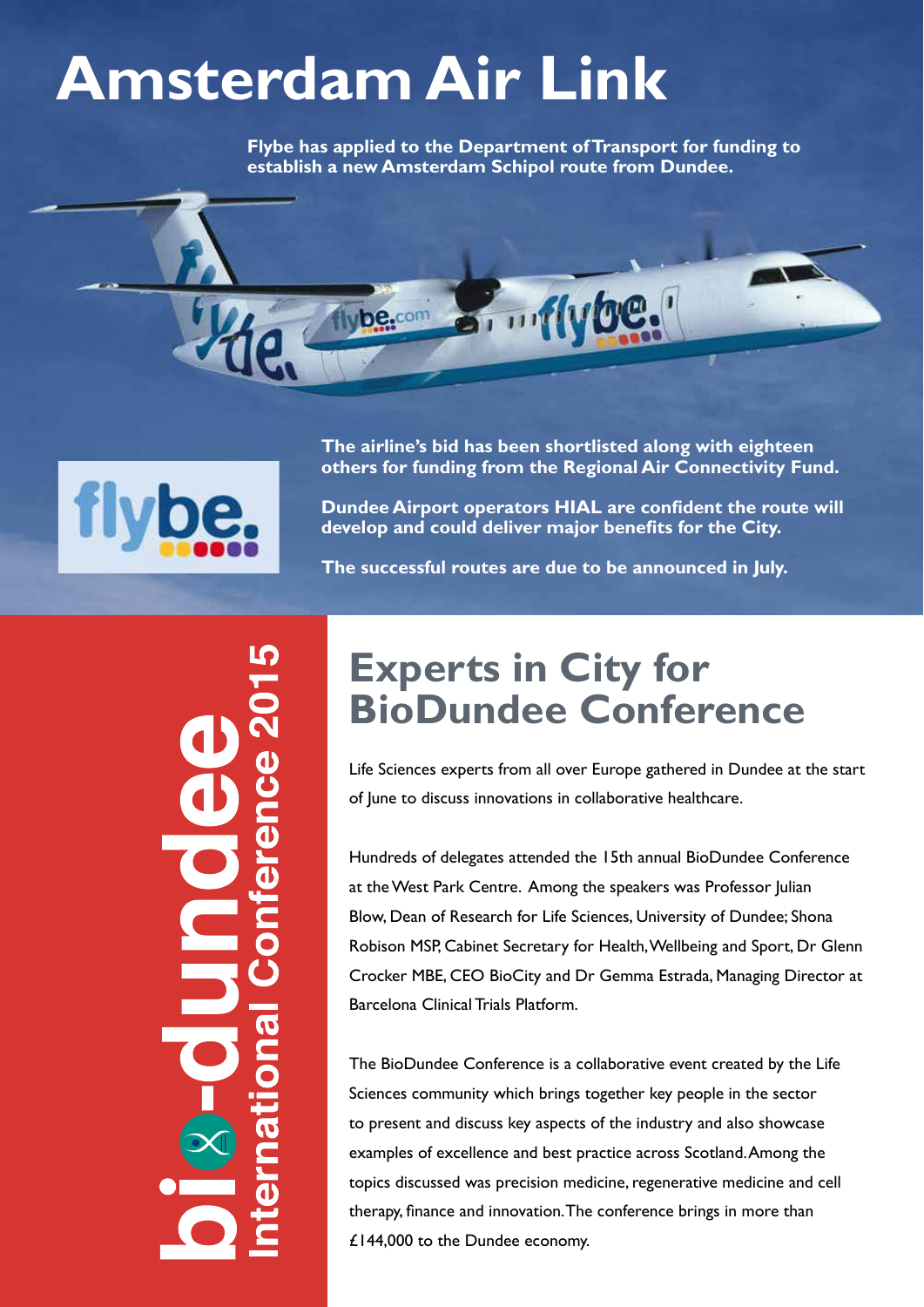# Amsterdam Air Link

**Flybe has applied to the Department of Transport for funding to establish a new Amsterdam Schipol route from Dundee.**

**The airline's bid has been shortlisted along with eighteen others for funding from the Regional Air Connectivity Fund.**

**Dundee Airport operators HIAL are confident the route will develop and could deliver major benefits for the City.**

**The successful routes are due to be announced in July.**

bio-dundee International Conference 2015

## Experts in City for BioDundee Conference

Life Sciences experts from all over Europe gathered in Dundee at the start of June to discuss innovations in collaborative healthcare.

Hundreds of delegates attended the 15th annual BioDundee Conference at the West Park Centre. Among the speakers was Professor Julian Blow, Dean of Research for Life Sciences, University of Dundee; Shona Robison MSP, Cabinet Secretary for Health, Wellbeing and Sport, Dr Glenn Crocker MBE, CEO BioCity and Dr Gemma Estrada, Managing Director at Barcelona Clinical Trials Platform.

The BioDundee Conference is a collaborative event created by the Life Sciences community which brings together key people in the sector to present and discuss key aspects of the industry and also showcase examples of excellence and best practice across Scotland. Among the topics discussed was precision medicine, regenerative medicine and cell therapy, finance and innovation. The conference brings in more than £144,000 to the Dundee economy.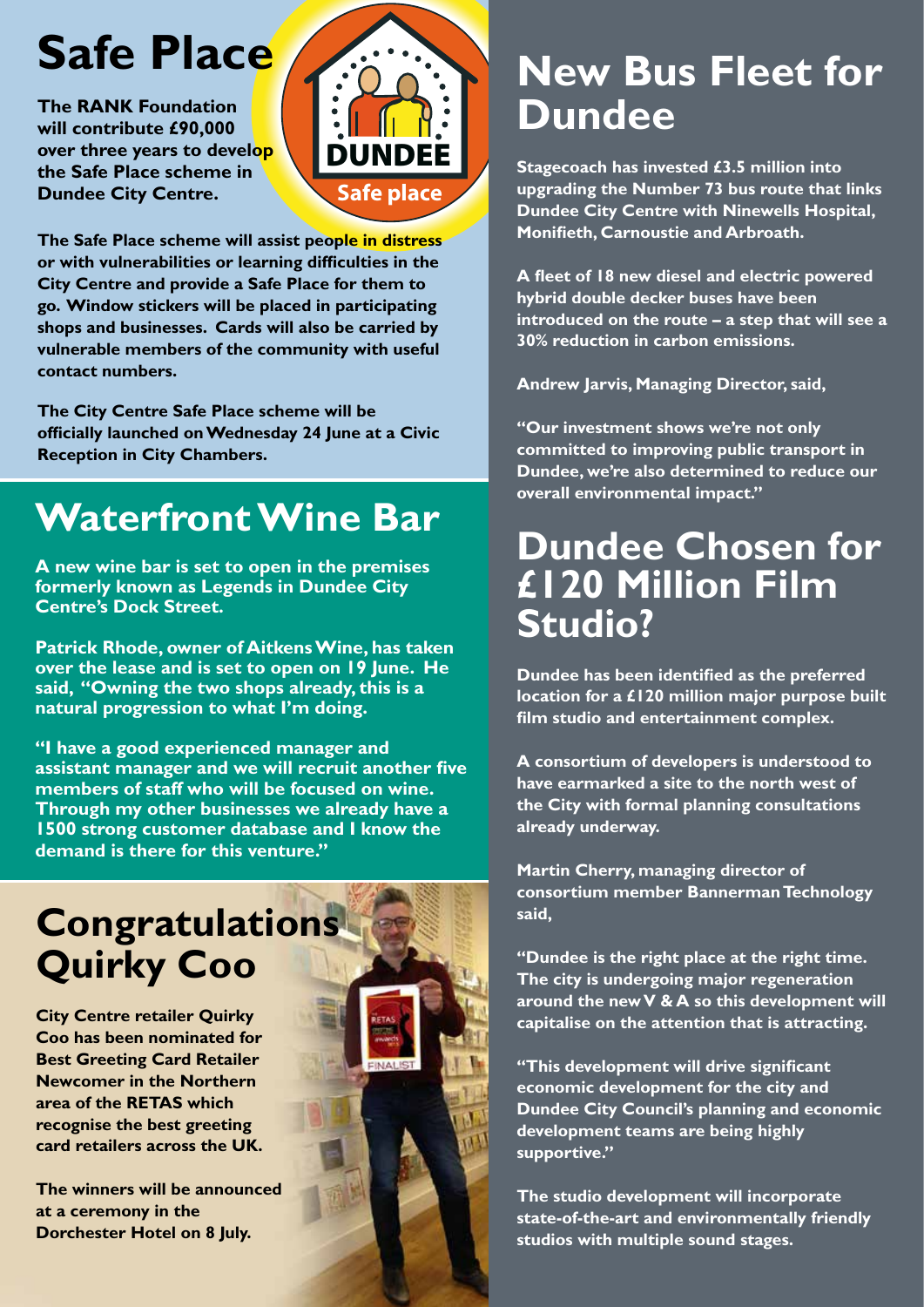# Safe Place

**The RANK Foundation will contribute £90,000 over three years to develop the Safe Place scheme in Dundee City Centre.**

**The Safe Place scheme will assist people in distress or with vulnerabilities or learning difficulties in the City Centre and provide a Safe Place for them to go. Window stickers will be placed in participating shops and businesses. Cards will also be carried by vulnerable members of the community with useful contact numbers.**

**The City Centre Safe Place scheme will be officially launched on Wednesday 24 June at a Civic Reception in City Chambers.**

# Waterfront Wine Bar

**A new wine bar is set to open in the premises formerly known as Legends in Dundee City Centre's Dock Street.**

**Patrick Rhode, owner of Aitkens Wine, has taken over the lease and is set to open on 19 June. He said, "Owning the two shops already, this is a natural progression to what I'm doing.**

**"I have a good experienced manager and assistant manager and we will recruit another five members of staff who will be focused on wine. Through my other businesses we already have a 1500 strong customer database and I know the demand is there for this venture."**

# Congratulations Quirky Coo

**City Centre retailer Quirky Coo has been nominated for Best Greeting Card Retailer Newcomer in the Northern area of the RETAS which recognise the best greeting card retailers across the UK.**

**The winners will be announced at a ceremony in the Dorchester Hotel on 8 July.**

# New Bus Fleet for Dundee

**Stagecoach has invested £3.5 million into upgrading the Number 73 bus route that links Dundee City Centre with Ninewells Hospital, Monifieth, Carnoustie and Arbroath.**

**A fleet of 18 new diesel and electric powered hybrid double decker buses have been introduced on the route – a step that will see a 30% reduction in carbon emissions.**

**Andrew Jarvis, Managing Director, said,**

**"Our investment shows we're not only committed to improving public transport in Dundee, we're also determined to reduce our overall environmental impact."**

# Dundee Chosen for £120 Million Film Studio?

**Dundee has been identified as the preferred location for a £120 million major purpose built film studio and entertainment complex.**

**A consortium of developers is understood to have earmarked a site to the north west of the City with formal planning consultations already underway.**

**Martin Cherry, managing director of consortium member Bannerman Technology said,**

**"Dundee is the right place at the right time. The city is undergoing major regeneration around the new V & A so this development will capitalise on the attention that is attracting.**

**"This development will drive significant economic development for the city and Dundee City Council's planning and economic development teams are being highly supportive."**

**The studio development will incorporate state-of-the-art and environmentally friendly studios with multiple sound stages.**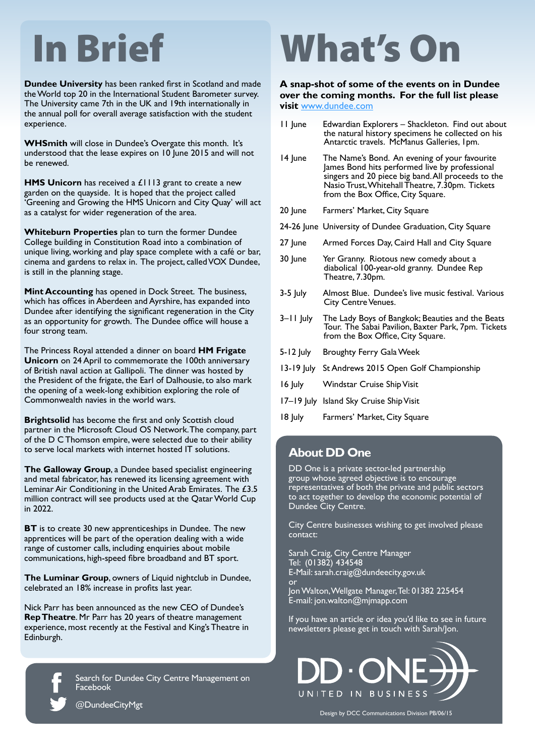# In Brief

**Dundee University** has been ranked first in Scotland and made the World top 20 in the International Student Barometer survey. The University came 7th in the UK and 19th internationally in the annual poll for overall average satisfaction with the student experience.

**WHSmith** will close in Dundee's Overgate this month. It's understood that the lease expires on 10 June 2015 and will not be renewed.

**HMS Unicorn** has received a £1113 grant to create a new garden on the quayside. It is hoped that the project called 'Greening and Growing the HMS Unicorn and City Quay' will act as a catalyst for wider regeneration of the area.

**Whiteburn Properties** plan to turn the former Dundee College building in Constitution Road into a combination of unique living, working and play space complete with a café or bar, cinema and gardens to relax in. The project, called VOX Dundee, is still in the planning stage.

**Mint Accounting** has opened in Dock Street. The business, which has offices in Aberdeen and Ayrshire, has expanded into Dundee after identifying the significant regeneration in the City as an opportunity for growth. The Dundee office will house a four strong team.

The Princess Royal attended a dinner on board **HM Frigate Unicorn** on 24 April to commemorate the 100th anniversary of British naval action at Gallipoli. The dinner was hosted by the President of the frigate, the Earl of Dalhousie, to also mark the opening of a week-long exhibition exploring the role of Commonwealth navies in the world wars.

**Brightsolid** has become the first and only Scottish cloud partner in the Microsoft Cloud OS Network. The company, part of the D C Thomson empire, were selected due to their ability to serve local markets with internet hosted IT solutions.

**The Galloway Group**, a Dundee based specialist engineering and metal fabricator, has renewed its licensing agreement with Leminar Air Conditioning in the United Arab Emirates. The £3.5 million contract will see products used at the Qatar World Cup in 2022.

**BT** is to create 30 new apprenticeships in Dundee. The new apprentices will be part of the operation dealing with a wide range of customer calls, including enquiries about mobile communications, high-speed fibre broadband and BT sport.

**The Luminar Group**, owners of Liquid nightclub in Dundee, celebrated an 18% increase in profits last year.

Nick Parr has been announced as the new CEO of Dundee's **Rep Theatre**. Mr Parr has 20 years of theatre management experience, most recently at the Festival and King's Theatre in Edinburgh.

Search for Dundee City Centre Management on Facebook

@DundeeCityMgt

# What's On

**A snap-shot of some of the events on in Dundee over the coming months. For the full list please visit www.dundee.com**

| | |
|---|---|
| 11 June | Edwardian Explorers – Shackleton. Find out about the natural history specimens he collected on his Antarctic travels. McManus Galleries, 1pm. |
| 14 June | The Name's Bond. An evening of your favourite James Bond hits performed live by professional singers and 20 piece big band. All proceeds to the Nasio Trust, Whitehall Theatre, 7.30pm. Tickets from the Box Office, City Square. |
| 20 June | Farmers' Market, City Square |
| 24-26 June | University of Dundee Graduation, City Square |
| 27 June | Armed Forces Day, Caird Hall and City Square |
| 30 June | Yer Granny. Riotous new comedy about a diabolical 100-year-old granny. Dundee Rep Theatre, 7.30pm. |
| 3-5 July | Almost Blue. Dundee's live music festival. Various City Centre Venues. |
| 3–11 July | The Lady Boys of Bangkok; Beauties and the Beats Tour. The Sabai Pavilion, Baxter Park, 7pm. Tickets from the Box Office, City Square. |
| 5-12 July | Broughty Ferry Gala Week |
| 13-19 July | St Andrews 2015 Open Golf Championship |
| 16 July | Windstar Cruise Ship Visit |
| 17–19 July | Island Sky Cruise Ship Visit |
| 18 July | Farmers' Market, City Square |

## About DD One

DD One is a private sector-led partnership group whose agreed objective is to encourage representatives of both the private and public sectors to act together to develop the economic potential of Dundee City Centre.

City Centre businesses wishing to get involved please contact:

Sarah Craig, City Centre Manager
Tel: (01382) 434548
E-Mail: sarah.craig@dundeecity.gov.uk
or
Jon Walton, Wellgate Manager, Tel: 01382 225454
E-mail: jon.walton@mjmapp.com

If you have an article or idea you'd like to see in future newsletters please get in touch with Sarah/Jon.

DD·ONE
UNITED IN BUSINESS

Design by DCC Communications Division PB/06/15